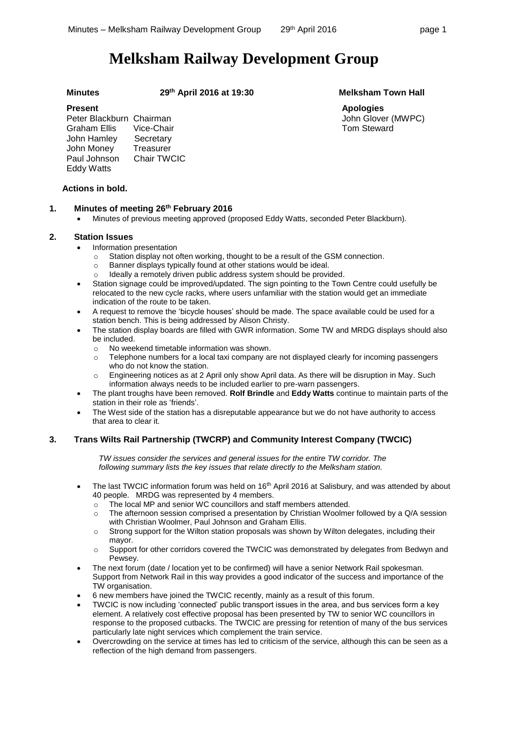# Melksham Railway Development Group

**Minutes** **29th April 2016 at 19:30** **Melksham Town Hall**

**Present**

Peter Blackburn Chairman
Graham Ellis Vice-Chair
John Hamley Secretary
John Money Treasurer
Paul Johnson Chair TWCIC
Eddy Watts

**Apologies**

John Glover (MWPC)
Tom Steward

**Actions in bold.**

## 1. Minutes of meeting 26th February 2016

- Minutes of previous meeting approved (proposed Eddy Watts, seconded Peter Blackburn).

## 2. Station Issues

- Information presentation
  - Station display not often working, thought to be a result of the GSM connection.
  - Banner displays typically found at other stations would be ideal.
  - Ideally a remotely driven public address system should be provided.
- Station signage could be improved/updated. The sign pointing to the Town Centre could usefully be relocated to the new cycle racks, where users unfamiliar with the station would get an immediate indication of the route to be taken.
- A request to remove the 'bicycle houses' should be made. The space available could be used for a station bench. This is being addressed by Alison Christy.
- The station display boards are filled with GWR information. Some TW and MRDG displays should also be included.
  - No weekend timetable information was shown.
  - Telephone numbers for a local taxi company are not displayed clearly for incoming passengers who do not know the station.
  - Engineering notices as at 2 April only show April data. As there will be disruption in May. Such information always needs to be included earlier to pre-warn passengers.
- The plant troughs have been removed. **Rolf Brindle** and **Eddy Watts** continue to maintain parts of the station in their role as 'friends'.
- The West side of the station has a disreputable appearance but we do not have authority to access that area to clear it.

## 3. Trans Wilts Rail Partnership (TWCRP) and Community Interest Company (TWCIC)

*TW issues consider the services and general issues for the entire TW corridor. The following summary lists the key issues that relate directly to the Melksham station.*

- The last TWCIC information forum was held on 16th April 2016 at Salisbury, and was attended by about 40 people. MRDG was represented by 4 members.
  - The local MP and senior WC councillors and staff members attended.
  - The afternoon session comprised a presentation by Christian Woolmer followed by a Q/A session with Christian Woolmer, Paul Johnson and Graham Ellis.
  - Strong support for the Wilton station proposals was shown by Wilton delegates, including their mayor.
  - Support for other corridors covered the TWCIC was demonstrated by delegates from Bedwyn and Pewsey.
- The next forum (date / location yet to be confirmed) will have a senior Network Rail spokesman. Support from Network Rail in this way provides a good indicator of the success and importance of the TW organisation.
- 6 new members have joined the TWCIC recently, mainly as a result of this forum.
- TWCIC is now including 'connected' public transport issues in the area, and bus services form a key element. A relatively cost effective proposal has been presented by TW to senior WC councillors in response to the proposed cutbacks. The TWCIC are pressing for retention of many of the bus services particularly late night services which complement the train service.
- Overcrowding on the service at times has led to criticism of the service, although this can be seen as a reflection of the high demand from passengers.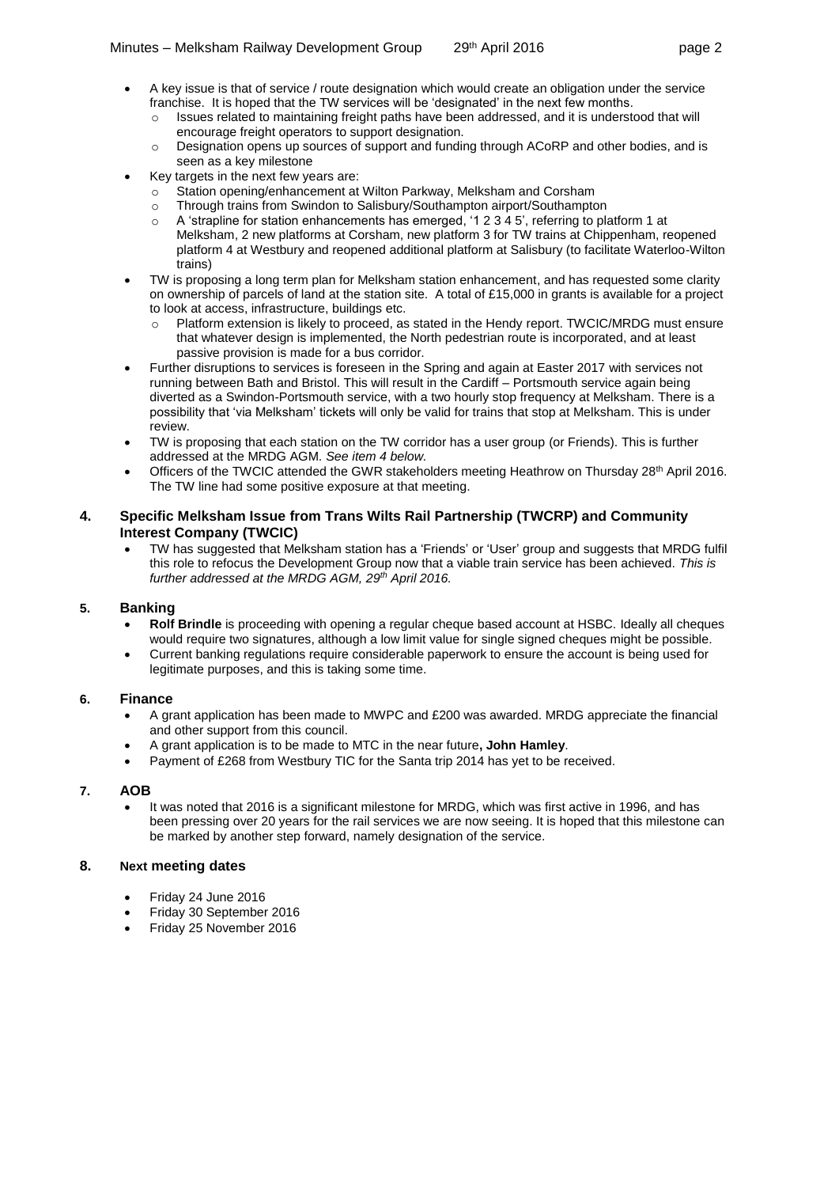- A key issue is that of service / route designation which would create an obligation under the service franchise. It is hoped that the TW services will be 'designated' in the next few months.
    - Issues related to maintaining freight paths have been addressed, and it is understood that will encourage freight operators to support designation.
    - Designation opens up sources of support and funding through ACoRP and other bodies, and is seen as a key milestone
- Key targets in the next few years are:
    - Station opening/enhancement at Wilton Parkway, Melksham and Corsham
    - Through trains from Swindon to Salisbury/Southampton airport/Southampton
    - A 'strapline for station enhancements has emerged, '1 2 3 4 5', referring to platform 1 at Melksham, 2 new platforms at Corsham, new platform 3 for TW trains at Chippenham, reopened platform 4 at Westbury and reopened additional platform at Salisbury (to facilitate Waterloo-Wilton trains)
- TW is proposing a long term plan for Melksham station enhancement, and has requested some clarity on ownership of parcels of land at the station site. A total of £15,000 in grants is available for a project to look at access, infrastructure, buildings etc.
    - Platform extension is likely to proceed, as stated in the Hendy report. TWCIC/MRDG must ensure that whatever design is implemented, the North pedestrian route is incorporated, and at least passive provision is made for a bus corridor.
- Further disruptions to services is foreseen in the Spring and again at Easter 2017 with services not running between Bath and Bristol. This will result in the Cardiff – Portsmouth service again being diverted as a Swindon-Portsmouth service, with a two hourly stop frequency at Melksham. There is a possibility that 'via Melksham' tickets will only be valid for trains that stop at Melksham. This is under review.
- TW is proposing that each station on the TW corridor has a user group (or Friends). This is further addressed at the MRDG AGM. *See item 4 below.*
- Officers of the TWCIC attended the GWR stakeholders meeting Heathrow on Thursday 28th April 2016. The TW line had some positive exposure at that meeting.

## 4. Specific Melksham Issue from Trans Wilts Rail Partnership (TWCRP) and Community Interest Company (TWCIC)

- TW has suggested that Melksham station has a 'Friends' or 'User' group and suggests that MRDG fulfil this role to refocus the Development Group now that a viable train service has been achieved. *This is further addressed at the MRDG AGM, 29th April 2016.*

## 5. Banking

- **Rolf Brindle** is proceeding with opening a regular cheque based account at HSBC. Ideally all cheques would require two signatures, although a low limit value for single signed cheques might be possible.
- Current banking regulations require considerable paperwork to ensure the account is being used for legitimate purposes, and this is taking some time.

## 6. Finance

- A grant application has been made to MWPC and £200 was awarded. MRDG appreciate the financial and other support from this council.
- A grant application is to be made to MTC in the near future**, John Hamley**.
- Payment of £268 from Westbury TIC for the Santa trip 2014 has yet to be received.

## 7. AOB

- It was noted that 2016 is a significant milestone for MRDG, which was first active in 1996, and has been pressing over 20 years for the rail services we are now seeing. It is hoped that this milestone can be marked by another step forward, namely designation of the service.

## 8. Next meeting dates

- Friday 24 June 2016
- Friday 30 September 2016
- Friday 25 November 2016